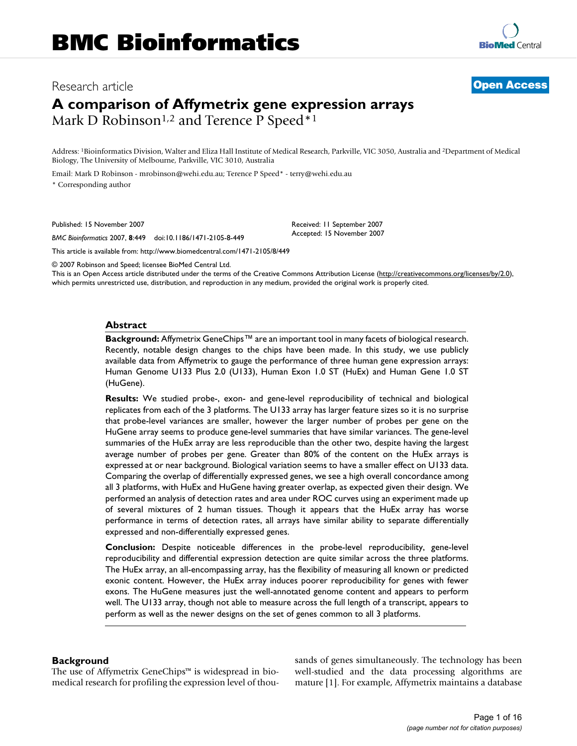# BMC Bioinformatics

Research article

**Open Access**

# A comparison of Affymetrix gene expression arrays

Mark D Robinson[1,2] and Terence P Speed*[1]

Address: [1]Bioinformatics Division, Walter and Eliza Hall Institute of Medical Research, Parkville, VIC 3050, Australia and [2]Department of Medical Biology, The University of Melbourne, Parkville, VIC 3010, Australia

Email: Mark D Robinson - mrobinson@wehi.edu.au; Terence P Speed* - terry@wehi.edu.au

\* Corresponding author

Published: 15 November 2007

*BMC Bioinformatics* 2007, **8**:449 doi:10.1186/1471-2105-8-449

Received: 11 September 2007

Accepted: 15 November 2007

This article is available from: http://www.biomedcentral.com/1471-2105/8/449

© 2007 Robinson and Speed; licensee BioMed Central Ltd.

This is an Open Access article distributed under the terms of the Creative Commons Attribution License (http://creativecommons.org/licenses/by/2.0), which permits unrestricted use, distribution, and reproduction in any medium, provided the original work is properly cited.

## Abstract

**Background:** Affymetrix GeneChips™ are an important tool in many facets of biological research. Recently, notable design changes to the chips have been made. In this study, we use publicly available data from Affymetrix to gauge the performance of three human gene expression arrays: Human Genome U133 Plus 2.0 (U133), Human Exon 1.0 ST (HuEx) and Human Gene 1.0 ST (HuGene).

**Results:** We studied probe-, exon- and gene-level reproducibility of technical and biological replicates from each of the 3 platforms. The U133 array has larger feature sizes so it is no surprise that probe-level variances are smaller, however the larger number of probes per gene on the HuGene array seems to produce gene-level summaries that have similar variances. The gene-level summaries of the HuEx array are less reproducible than the other two, despite having the largest average number of probes per gene. Greater than 80% of the content on the HuEx arrays is expressed at or near background. Biological variation seems to have a smaller effect on U133 data. Comparing the overlap of differentially expressed genes, we see a high overall concordance among all 3 platforms, with HuEx and HuGene having greater overlap, as expected given their design. We performed an analysis of detection rates and area under ROC curves using an experiment made up of several mixtures of 2 human tissues. Though it appears that the HuEx array has worse performance in terms of detection rates, all arrays have similar ability to separate differentially expressed and non-differentially expressed genes.

**Conclusion:** Despite noticeable differences in the probe-level reproducibility, gene-level reproducibility and differential expression detection are quite similar across the three platforms. The HuEx array, an all-encompassing array, has the flexibility of measuring all known or predicted exonic content. However, the HuEx array induces poorer reproducibility for genes with fewer exons. The HuGene measures just the well-annotated genome content and appears to perform well. The U133 array, though not able to measure across the full length of a transcript, appears to perform as well as the newer designs on the set of genes common to all 3 platforms.

## Background

The use of Affymetrix GeneChips™ is widespread in biomedical research for profiling the expression level of thousands of genes simultaneously. The technology has been well-studied and the data processing algorithms are mature [1]. For example, Affymetrix maintains a database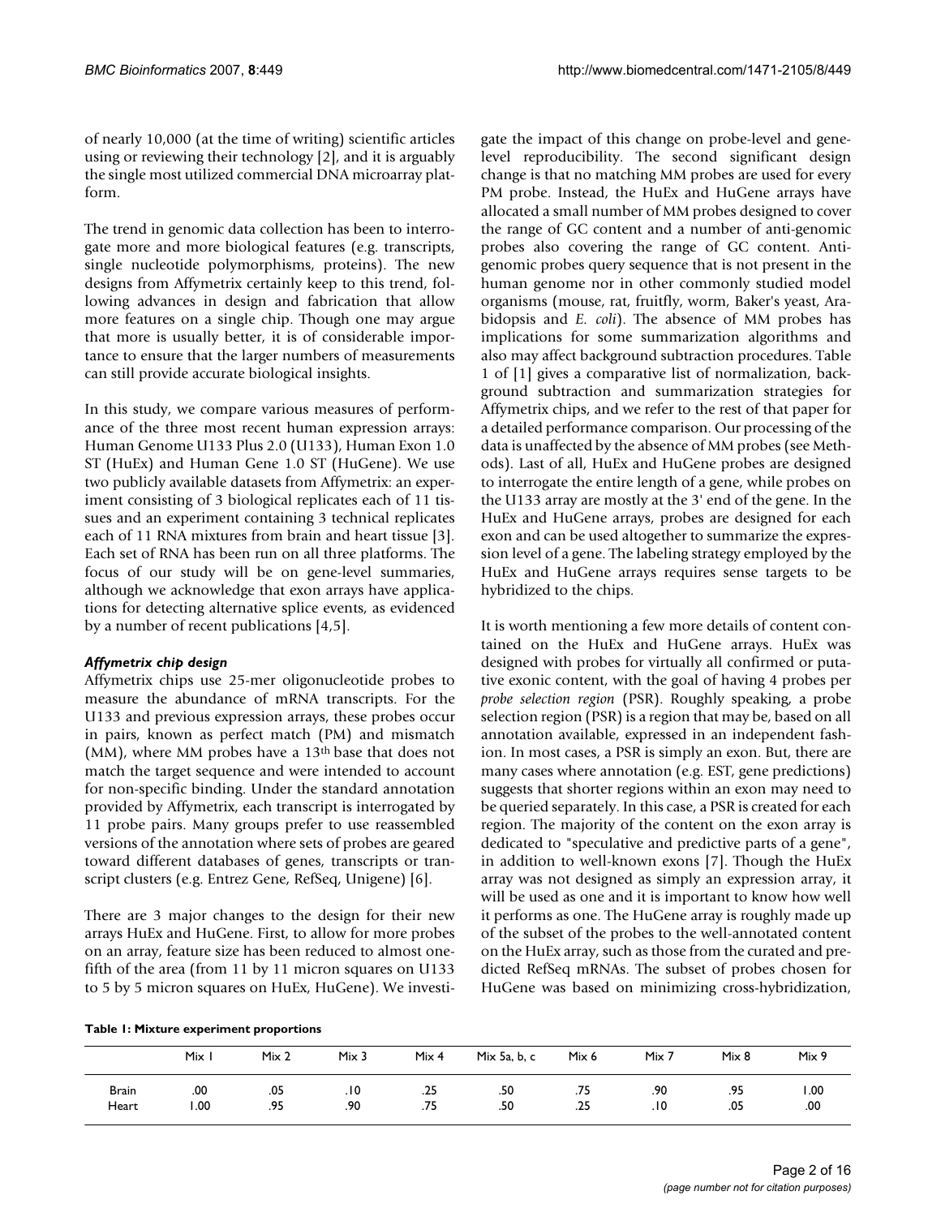of nearly 10,000 (at the time of writing) scientific articles using or reviewing their technology [2], and it is arguably the single most utilized commercial DNA microarray platform.

The trend in genomic data collection has been to interrogate more and more biological features (e.g. transcripts, single nucleotide polymorphisms, proteins). The new designs from Affymetrix certainly keep to this trend, following advances in design and fabrication that allow more features on a single chip. Though one may argue that more is usually better, it is of considerable importance to ensure that the larger numbers of measurements can still provide accurate biological insights.

In this study, we compare various measures of performance of the three most recent human expression arrays: Human Genome U133 Plus 2.0 (U133), Human Exon 1.0 ST (HuEx) and Human Gene 1.0 ST (HuGene). We use two publicly available datasets from Affymetrix: an experiment consisting of 3 biological replicates each of 11 tissues and an experiment containing 3 technical replicates each of 11 RNA mixtures from brain and heart tissue [3]. Each set of RNA has been run on all three platforms. The focus of our study will be on gene-level summaries, although we acknowledge that exon arrays have applications for detecting alternative splice events, as evidenced by a number of recent publications [4,5].

### *Affymetrix chip design*

Affymetrix chips use 25-mer oligonucleotide probes to measure the abundance of mRNA transcripts. For the U133 and previous expression arrays, these probes occur in pairs, known as perfect match (PM) and mismatch (MM), where MM probes have a 13th base that does not match the target sequence and were intended to account for non-specific binding. Under the standard annotation provided by Affymetrix, each transcript is interrogated by 11 probe pairs. Many groups prefer to use reassembled versions of the annotation where sets of probes are geared toward different databases of genes, transcripts or transcript clusters (e.g. Entrez Gene, RefSeq, Unigene) [6].

There are 3 major changes to the design for their new arrays HuEx and HuGene. First, to allow for more probes on an array, feature size has been reduced to almost one-fifth of the area (from 11 by 11 micron squares on U133 to 5 by 5 micron squares on HuEx, HuGene). We investigate the impact of this change on probe-level and gene-level reproducibility. The second significant design change is that no matching MM probes are used for every PM probe. Instead, the HuEx and HuGene arrays have allocated a small number of MM probes designed to cover the range of GC content and a number of anti-genomic probes also covering the range of GC content. Anti-genomic probes query sequence that is not present in the human genome nor in other commonly studied model organisms (mouse, rat, fruitfly, worm, Baker's yeast, Arabidopsis and *E. coli*). The absence of MM probes has implications for some summarization algorithms and also may affect background subtraction procedures. Table 1 of [1] gives a comparative list of normalization, background subtraction and summarization strategies for Affymetrix chips, and we refer to the rest of that paper for a detailed performance comparison. Our processing of the data is unaffected by the absence of MM probes (see Methods). Last of all, HuEx and HuGene probes are designed to interrogate the entire length of a gene, while probes on the U133 array are mostly at the 3' end of the gene. In the HuEx and HuGene arrays, probes are designed for each exon and can be used altogether to summarize the expression level of a gene. The labeling strategy employed by the HuEx and HuGene arrays requires sense targets to be hybridized to the chips.

It is worth mentioning a few more details of content contained on the HuEx and HuGene arrays. HuEx was designed with probes for virtually all confirmed or putative exonic content, with the goal of having 4 probes per *probe selection region* (PSR). Roughly speaking, a probe selection region (PSR) is a region that may be, based on all annotation available, expressed in an independent fashion. In most cases, a PSR is simply an exon. But, there are many cases where annotation (e.g. EST, gene predictions) suggests that shorter regions within an exon may need to be queried separately. In this case, a PSR is created for each region. The majority of the content on the exon array is dedicated to "speculative and predictive parts of a gene", in addition to well-known exons [7]. Though the HuEx array was not designed as simply an expression array, it will be used as one and it is important to know how well it performs as one. The HuGene array is roughly made up of the subset of the probes to the well-annotated content on the HuEx array, such as those from the curated and predicted RefSeq mRNAs. The subset of probes chosen for HuGene was based on minimizing cross-hybridization,

**Table 1: Mixture experiment proportions**

| | Mix 1 | Mix 2 | Mix 3 | Mix 4 | Mix 5a, b, c | Mix 6 | Mix 7 | Mix 8 | Mix 9 |
|---|---|---|---|---|---|---|---|---|---|
| Brain | .00 | .05 | .10 | .25 | .50 | .75 | .90 | .95 | 1.00 |
| Heart | 1.00 | .95 | .90 | .75 | .50 | .25 | .10 | .05 | .00 |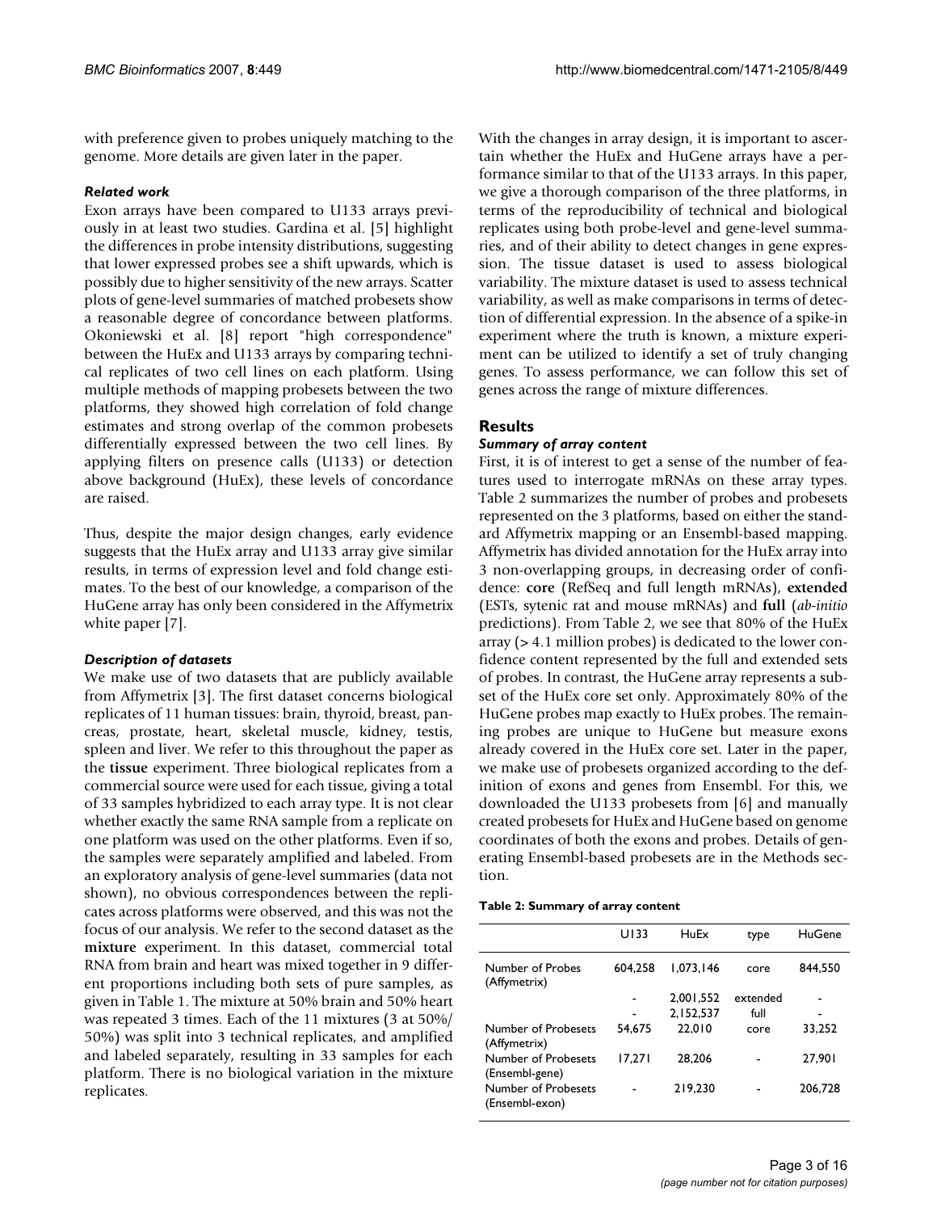with preference given to probes uniquely matching to the genome. More details are given later in the paper.

### *Related work*

Exon arrays have been compared to U133 arrays previously in at least two studies. Gardina et al. [5] highlight the differences in probe intensity distributions, suggesting that lower expressed probes see a shift upwards, which is possibly due to higher sensitivity of the new arrays. Scatter plots of gene-level summaries of matched probesets show a reasonable degree of concordance between platforms. Okoniewski et al. [8] report "high correspondence" between the HuEx and U133 arrays by comparing technical replicates of two cell lines on each platform. Using multiple methods of mapping probesets between the two platforms, they showed high correlation of fold change estimates and strong overlap of the common probesets differentially expressed between the two cell lines. By applying filters on presence calls (U133) or detection above background (HuEx), these levels of concordance are raised.

Thus, despite the major design changes, early evidence suggests that the HuEx array and U133 array give similar results, in terms of expression level and fold change estimates. To the best of our knowledge, a comparison of the HuGene array has only been considered in the Affymetrix white paper [7].

### *Description of datasets*

We make use of two datasets that are publicly available from Affymetrix [3]. The first dataset concerns biological replicates of 11 human tissues: brain, thyroid, breast, pancreas, prostate, heart, skeletal muscle, kidney, testis, spleen and liver. We refer to this throughout the paper as the **tissue** experiment. Three biological replicates from a commercial source were used for each tissue, giving a total of 33 samples hybridized to each array type. It is not clear whether exactly the same RNA sample from a replicate on one platform was used on the other platforms. Even if so, the samples were separately amplified and labeled. From an exploratory analysis of gene-level summaries (data not shown), no obvious correspondences between the replicates across platforms were observed, and this was not the focus of our analysis. We refer to the second dataset as the **mixture** experiment. In this dataset, commercial total RNA from brain and heart was mixed together in 9 different proportions including both sets of pure samples, as given in Table 1. The mixture at 50% brain and 50% heart was repeated 3 times. Each of the 11 mixtures (3 at 50%/50%) was split into 3 technical replicates, and amplified and labeled separately, resulting in 33 samples for each platform. There is no biological variation in the mixture replicates.

With the changes in array design, it is important to ascertain whether the HuEx and HuGene arrays have a performance similar to that of the U133 arrays. In this paper, we give a thorough comparison of the three platforms, in terms of the reproducibility of technical and biological replicates using both probe-level and gene-level summaries, and of their ability to detect changes in gene expression. The tissue dataset is used to assess biological variability. The mixture dataset is used to assess technical variability, as well as make comparisons in terms of detection of differential expression. In the absence of a spike-in experiment where the truth is known, a mixture experiment can be utilized to identify a set of truly changing genes. To assess performance, we can follow this set of genes across the range of mixture differences.

## Results

### *Summary of array content*

First, it is of interest to get a sense of the number of features used to interrogate mRNAs on these array types. Table 2 summarizes the number of probes and probesets represented on the 3 platforms, based on either the standard Affymetrix mapping or an Ensembl-based mapping. Affymetrix has divided annotation for the HuEx array into 3 non-overlapping groups, in decreasing order of confidence: **core** (RefSeq and full length mRNAs), **extended** (ESTs, sytenic rat and mouse mRNAs) and **full** (*ab-initio* predictions). From Table 2, we see that 80% of the HuEx array (> 4.1 million probes) is dedicated to the lower confidence content represented by the full and extended sets of probes. In contrast, the HuGene array represents a subset of the HuEx core set only. Approximately 80% of the HuGene probes map exactly to HuEx probes. The remaining probes are unique to HuGene but measure exons already covered in the HuEx core set. Later in the paper, we make use of probesets organized according to the definition of exons and genes from Ensembl. For this, we downloaded the U133 probesets from [6] and manually created probesets for HuEx and HuGene based on genome coordinates of both the exons and probes. Details of generating Ensembl-based probesets are in the Methods section.

**Table 2: Summary of array content**

| | U133 | HuEx | type | HuGene |
|---|---|---|---|---|
| Number of Probes (Affymetrix) | 604,258 | 1,073,146 | core | 844,550 |
| | - | 2,001,552 | extended | - |
| | - | 2,152,537 | full | - |
| Number of Probesets (Affymetrix) | 54,675 | 22,010 | core | 33,252 |
| Number of Probesets (Ensembl-gene) | 17,271 | 28,206 | - | 27,901 |
| Number of Probesets (Ensembl-exon) | - | 219,230 | - | 206,728 |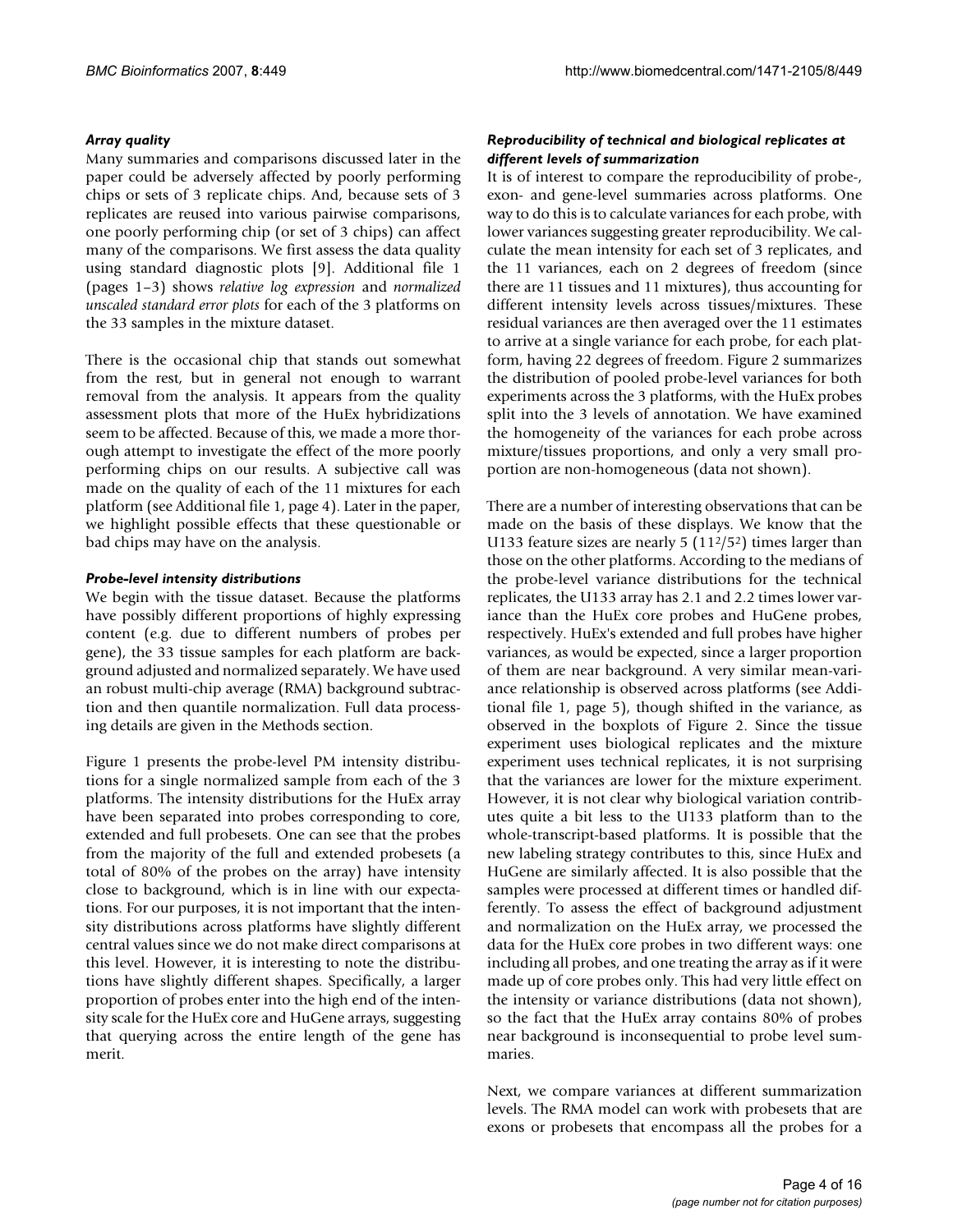### *Array quality*

Many summaries and comparisons discussed later in the paper could be adversely affected by poorly performing chips or sets of 3 replicate chips. And, because sets of 3 replicates are reused into various pairwise comparisons, one poorly performing chip (or set of 3 chips) can affect many of the comparisons. We first assess the data quality using standard diagnostic plots [9]. Additional file 1 (pages 1–3) shows *relative log expression* and *normalized unscaled standard error plots* for each of the 3 platforms on the 33 samples in the mixture dataset.

There is the occasional chip that stands out somewhat from the rest, but in general not enough to warrant removal from the analysis. It appears from the quality assessment plots that more of the HuEx hybridizations seem to be affected. Because of this, we made a more thorough attempt to investigate the effect of the more poorly performing chips on our results. A subjective call was made on the quality of each of the 11 mixtures for each platform (see Additional file 1, page 4). Later in the paper, we highlight possible effects that these questionable or bad chips may have on the analysis.

### *Probe-level intensity distributions*

We begin with the tissue dataset. Because the platforms have possibly different proportions of highly expressing content (e.g. due to different numbers of probes per gene), the 33 tissue samples for each platform are background adjusted and normalized separately. We have used an robust multi-chip average (RMA) background subtraction and then quantile normalization. Full data processing details are given in the Methods section.

Figure 1 presents the probe-level PM intensity distributions for a single normalized sample from each of the 3 platforms. The intensity distributions for the HuEx array have been separated into probes corresponding to core, extended and full probesets. One can see that the probes from the majority of the full and extended probesets (a total of 80% of the probes on the array) have intensity close to background, which is in line with our expectations. For our purposes, it is not important that the intensity distributions across platforms have slightly different central values since we do not make direct comparisons at this level. However, it is interesting to note the distributions have slightly different shapes. Specifically, a larger proportion of probes enter into the high end of the intensity scale for the HuEx core and HuGene arrays, suggesting that querying across the entire length of the gene has merit.

### *Reproducibility of technical and biological replicates at different levels of summarization*

It is of interest to compare the reproducibility of probe-, exon- and gene-level summaries across platforms. One way to do this is to calculate variances for each probe, with lower variances suggesting greater reproducibility. We calculate the mean intensity for each set of 3 replicates, and the 11 variances, each on 2 degrees of freedom (since there are 11 tissues and 11 mixtures), thus accounting for different intensity levels across tissues/mixtures. These residual variances are then averaged over the 11 estimates to arrive at a single variance for each probe, for each platform, having 22 degrees of freedom. Figure 2 summarizes the distribution of pooled probe-level variances for both experiments across the 3 platforms, with the HuEx probes split into the 3 levels of annotation. We have examined the homogeneity of the variances for each probe across mixture/tissues proportions, and only a very small proportion are non-homogeneous (data not shown).

There are a number of interesting observations that can be made on the basis of these displays. We know that the U133 feature sizes are nearly 5 ($11^2/5^2$) times larger than those on the other platforms. According to the medians of the probe-level variance distributions for the technical replicates, the U133 array has 2.1 and 2.2 times lower variance than the HuEx core probes and HuGene probes, respectively. HuEx's extended and full probes have higher variances, as would be expected, since a larger proportion of them are near background. A very similar mean-variance relationship is observed across platforms (see Additional file 1, page 5), though shifted in the variance, as observed in the boxplots of Figure 2. Since the tissue experiment uses biological replicates and the mixture experiment uses technical replicates, it is not surprising that the variances are lower for the mixture experiment. However, it is not clear why biological variation contributes quite a bit less to the U133 platform than to the whole-transcript-based platforms. It is possible that the new labeling strategy contributes to this, since HuEx and HuGene are similarly affected. It is also possible that the samples were processed at different times or handled differently. To assess the effect of background adjustment and normalization on the HuEx array, we processed the data for the HuEx core probes in two different ways: one including all probes, and one treating the array as if it were made up of core probes only. This had very little effect on the intensity or variance distributions (data not shown), so the fact that the HuEx array contains 80% of probes near background is inconsequential to probe level summaries.

Next, we compare variances at different summarization levels. The RMA model can work with probesets that are exons or probesets that encompass all the probes for a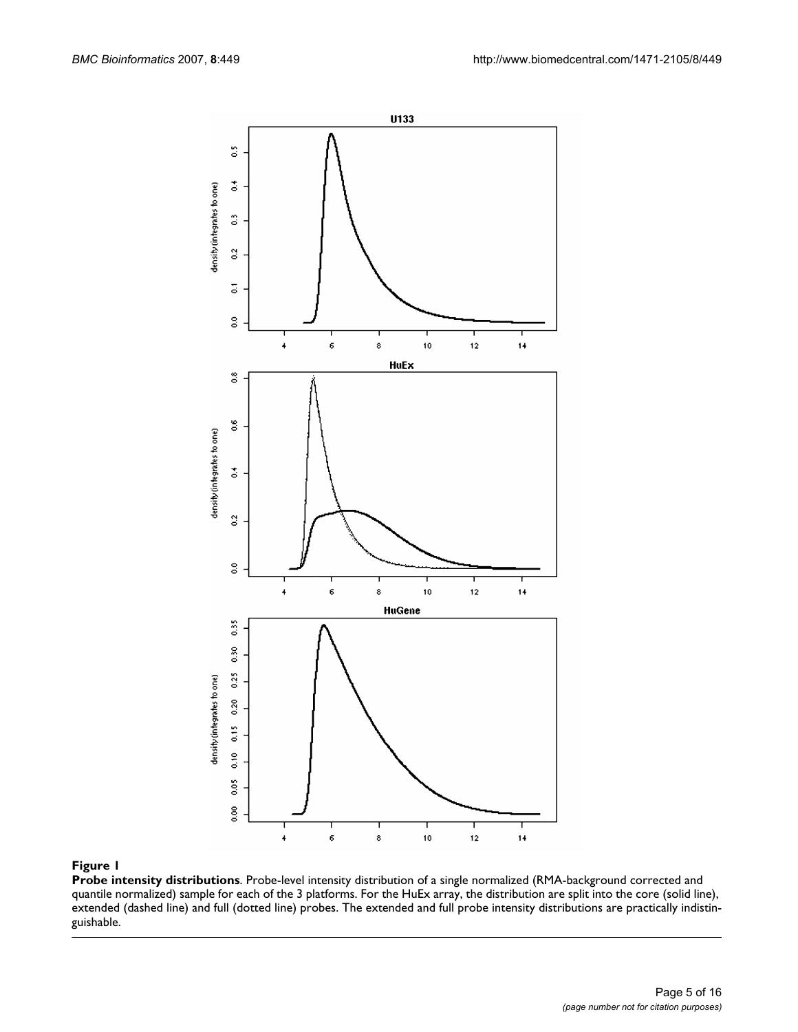U133

density (integrates to one)

0.0 0.1 0.2 0.3 0.4 0.5

4 6 8 10 12 14

HuEx

density (integrates to one)

0.0 0.2 0.4 0.6 0.8

4 6 8 10 12 14

HuGene

density (integrates to one)

0.00 0.05 0.10 0.15 0.20 0.25 0.30 0.35

4 6 8 10 12 14

**Figure 1**

**Probe intensity distributions**. Probe-level intensity distribution of a single normalized (RMA-background corrected and quantile normalized) sample for each of the 3 platforms. For the HuEx array, the distribution are split into the core (solid line), extended (dashed line) and full (dotted line) probes. The extended and full probe intensity distributions are practically indistinguishable.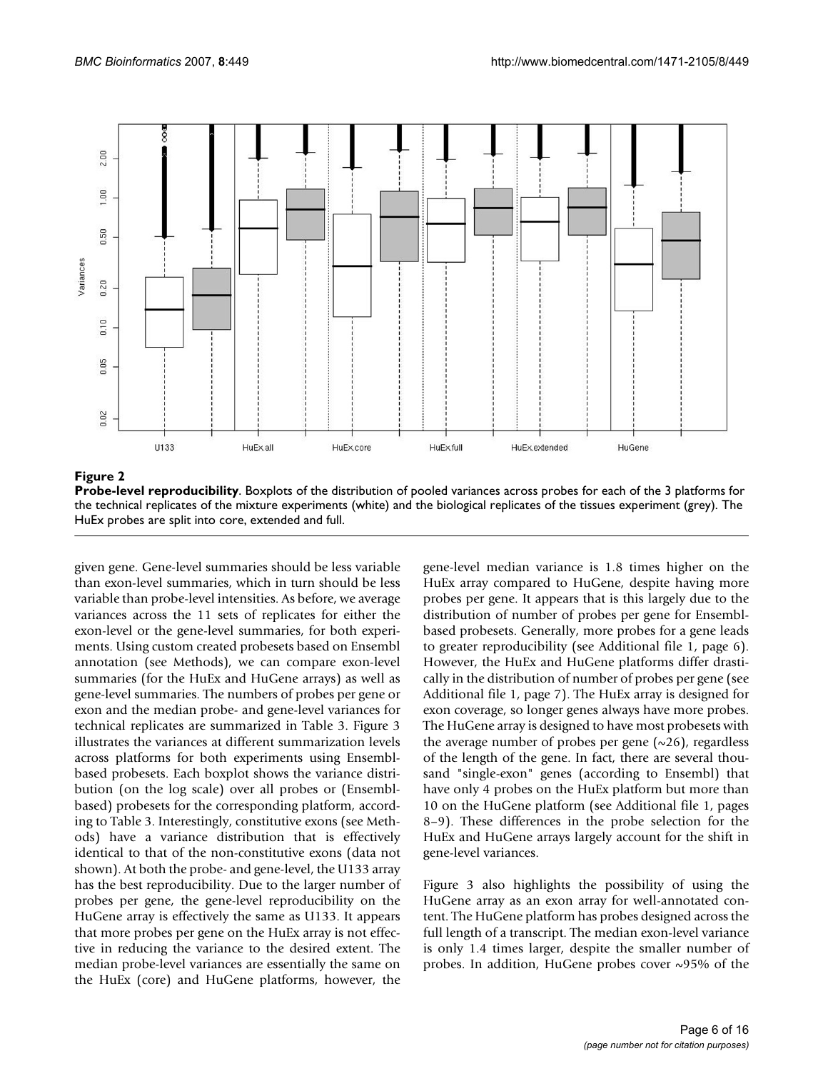**Figure 2**

**Probe-level reproducibility**. Boxplots of the distribution of pooled variances across probes for each of the 3 platforms for the technical replicates of the mixture experiments (white) and the biological replicates of the tissues experiment (grey). The HuEx probes are split into core, extended and full.

given gene. Gene-level summaries should be less variable than exon-level summaries, which in turn should be less variable than probe-level intensities. As before, we average variances across the 11 sets of replicates for either the exon-level or the gene-level summaries, for both experiments. Using custom created probesets based on Ensembl annotation (see Methods), we can compare exon-level summaries (for the HuEx and HuGene arrays) as well as gene-level summaries. The numbers of probes per gene or exon and the median probe- and gene-level variances for technical replicates are summarized in Table 3. Figure 3 illustrates the variances at different summarization levels across platforms for both experiments using Ensembl-based probesets. Each boxplot shows the variance distribution (on the log scale) over all probes or (Ensembl-based) probesets for the corresponding platform, according to Table 3. Interestingly, constitutive exons (see Methods) have a variance distribution that is effectively identical to that of the non-constitutive exons (data not shown). At both the probe- and gene-level, the U133 array has the best reproducibility. Due to the larger number of probes per gene, the gene-level reproducibility on the HuGene array is effectively the same as U133. It appears that more probes per gene on the HuEx array is not effective in reducing the variance to the desired extent. The median probe-level variances are essentially the same on the HuEx (core) and HuGene platforms, however, the gene-level median variance is 1.8 times higher on the HuEx array compared to HuGene, despite having more probes per gene. It appears that is this largely due to the distribution of number of probes per gene for Ensembl-based probesets. Generally, more probes for a gene leads to greater reproducibility (see Additional file 1, page 6). However, the HuEx and HuGene platforms differ drastically in the distribution of number of probes per gene (see Additional file 1, page 7). The HuEx array is designed for exon coverage, so longer genes always have more probes. The HuGene array is designed to have most probesets with the average number of probes per gene (~26), regardless of the length of the gene. In fact, there are several thousand "single-exon" genes (according to Ensembl) that have only 4 probes on the HuEx platform but more than 10 on the HuGene platform (see Additional file 1, pages 8–9). These differences in the probe selection for the HuEx and HuGene arrays largely account for the shift in gene-level variances.

Figure 3 also highlights the possibility of using the HuGene array as an exon array for well-annotated content. The HuGene platform has probes designed across the full length of a transcript. The median exon-level variance is only 1.4 times larger, despite the smaller number of probes. In addition, HuGene probes cover ~95% of the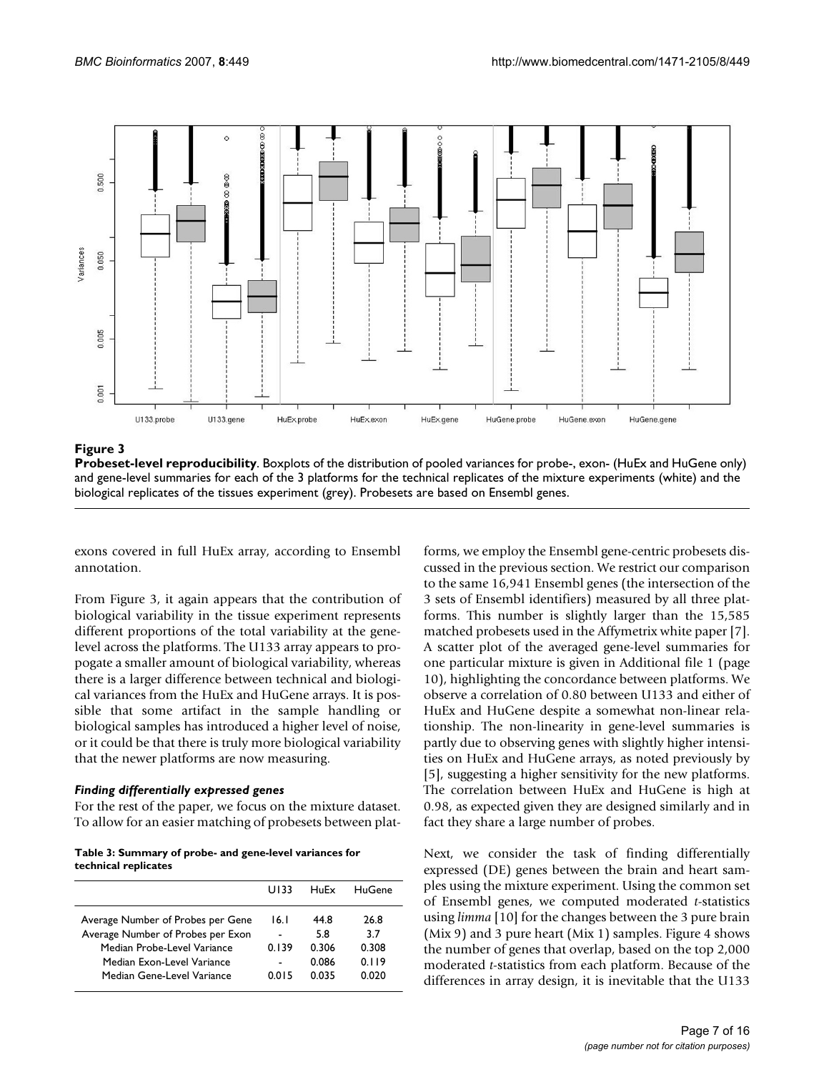0.500

0.050

0.005

0.001

Variances

U133.probe U133.gene HuEx.probe HuEx.exon HuEx.gene HuGene.probe HuGene.exon HuGene.gene

**Figure 3**

**Probeset-level reproducibility**. Boxplots of the distribution of pooled variances for probe-, exon- (HuEx and HuGene only) and gene-level summaries for each of the 3 platforms for the technical replicates of the mixture experiments (white) and the biological replicates of the tissues experiment (grey). Probesets are based on Ensembl genes.

exons covered in full HuEx array, according to Ensembl annotation.

From Figure 3, it again appears that the contribution of biological variability in the tissue experiment represents different proportions of the total variability at the gene-level across the platforms. The U133 array appears to propogate a smaller amount of biological variability, whereas there is a larger difference between technical and biological variances from the HuEx and HuGene arrays. It is possible that some artifact in the sample handling or biological samples has introduced a higher level of noise, or it could be that there is truly more biological variability that the newer platforms are now measuring.

### *Finding differentially expressed genes*

For the rest of the paper, we focus on the mixture dataset. To allow for an easier matching of probesets between platforms, we employ the Ensembl gene-centric probesets discussed in the previous section. We restrict our comparison to the same 16,941 Ensembl genes (the intersection of the 3 sets of Ensembl identifiers) measured by all three platforms. This number is slightly larger than the 15,585 matched probesets used in the Affymetrix white paper [7]. A scatter plot of the averaged gene-level summaries for one particular mixture is given in Additional file 1 (page 10), highlighting the concordance between platforms. We observe a correlation of 0.80 between U133 and either of HuEx and HuGene despite a somewhat non-linear relationship. The non-linearity in gene-level summaries is partly due to observing genes with slightly higher intensities on HuEx and HuGene arrays, as noted previously by [5], suggesting a higher sensitivity for the new platforms. The correlation between HuEx and HuGene is high at 0.98, as expected given they are designed similarly and in fact they share a large number of probes.

**Table 3: Summary of probe- and gene-level variances for technical replicates**

| | U133 | HuEx | HuGene |
|---|---|---|---|
| Average Number of Probes per Gene | 16.1 | 44.8 | 26.8 |
| Average Number of Probes per Exon | - | 5.8 | 3.7 |
| Median Probe-Level Variance | 0.139 | 0.306 | 0.308 |
| Median Exon-Level Variance | - | 0.086 | 0.119 |
| Median Gene-Level Variance | 0.015 | 0.035 | 0.020 |

Next, we consider the task of finding differentially expressed (DE) genes between the brain and heart samples using the mixture experiment. Using the common set of Ensembl genes, we computed moderated *t*-statistics using *limma* [10] for the changes between the 3 pure brain (Mix 9) and 3 pure heart (Mix 1) samples. Figure 4 shows the number of genes that overlap, based on the top 2,000 moderated *t*-statistics from each platform. Because of the differences in array design, it is inevitable that the U133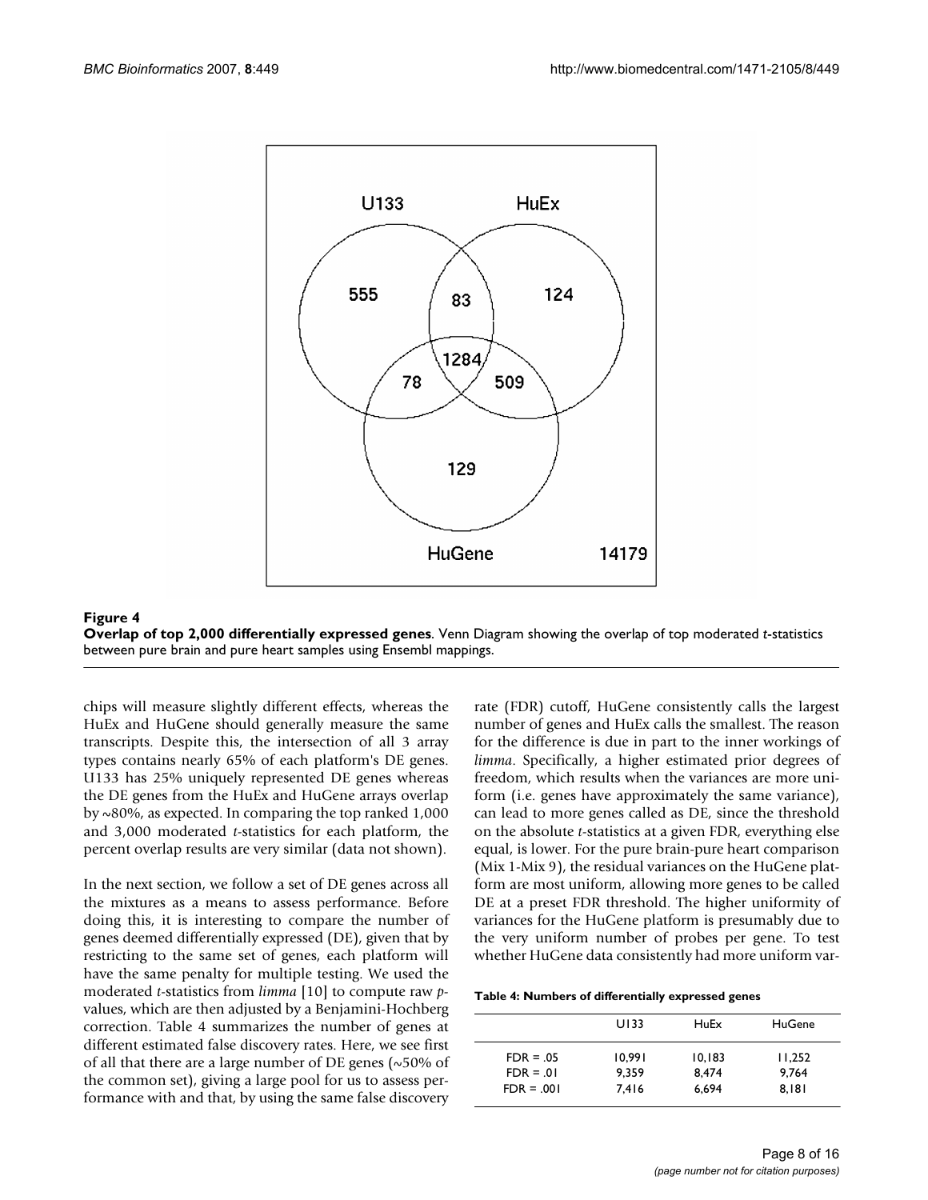U133

HuEx

555

83

124

1284

78

509

129

HuGene

14179

**Figure 4**

**Overlap of top 2,000 differentially expressed genes**. Venn Diagram showing the overlap of top moderated *t*-statistics between pure brain and pure heart samples using Ensembl mappings.

chips will measure slightly different effects, whereas the HuEx and HuGene should generally measure the same transcripts. Despite this, the intersection of all 3 array types contains nearly 65% of each platform's DE genes. U133 has 25% uniquely represented DE genes whereas the DE genes from the HuEx and HuGene arrays overlap by ~80%, as expected. In comparing the top ranked 1,000 and 3,000 moderated *t*-statistics for each platform, the percent overlap results are very similar (data not shown).

In the next section, we follow a set of DE genes across all the mixtures as a means to assess performance. Before doing this, it is interesting to compare the number of genes deemed differentially expressed (DE), given that by restricting to the same set of genes, each platform will have the same penalty for multiple testing. We used the moderated *t*-statistics from *limma* [10] to compute raw *p*-values, which are then adjusted by a Benjamini-Hochberg correction. Table 4 summarizes the number of genes at different estimated false discovery rates. Here, we see first of all that there are a large number of DE genes (~50% of the common set), giving a large pool for us to assess performance with and that, by using the same false discovery rate (FDR) cutoff, HuGene consistently calls the largest number of genes and HuEx calls the smallest. The reason for the difference is due in part to the inner workings of *limma*. Specifically, a higher estimated prior degrees of freedom, which results when the variances are more uniform (i.e. genes have approximately the same variance), can lead to more genes called as DE, since the threshold on the absolute *t*-statistics at a given FDR, everything else equal, is lower. For the pure brain-pure heart comparison (Mix 1-Mix 9), the residual variances on the HuGene platform are most uniform, allowing more genes to be called DE at a preset FDR threshold. The higher uniformity of variances for the HuGene platform is presumably due to the very uniform number of probes per gene. To test whether HuGene data consistently had more uniform var-

**Table 4: Numbers of differentially expressed genes**

| | U133 | HuEx | HuGene |
|---|---|---|---|
| FDR = .05 | 10,991 | 10,183 | 11,252 |
| FDR = .01 | 9,359 | 8,474 | 9,764 |
| FDR = .001 | 7,416 | 6,694 | 8,181 |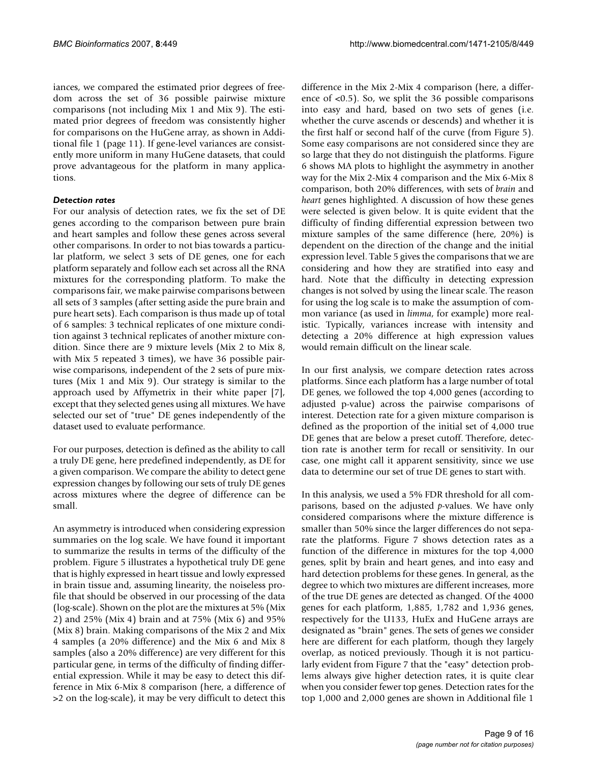iances, we compared the estimated prior degrees of freedom across the set of 36 possible pairwise mixture comparisons (not including Mix 1 and Mix 9). The estimated prior degrees of freedom was consistently higher for comparisons on the HuGene array, as shown in Additional file 1 (page 11). If gene-level variances are consistently more uniform in many HuGene datasets, that could prove advantageous for the platform in many applications.

### *Detection rates*

For our analysis of detection rates, we fix the set of DE genes according to the comparison between pure brain and heart samples and follow these genes across several other comparisons. In order to not bias towards a particular platform, we select 3 sets of DE genes, one for each platform separately and follow each set across all the RNA mixtures for the corresponding platform. To make the comparisons fair, we make pairwise comparisons between all sets of 3 samples (after setting aside the pure brain and pure heart sets). Each comparison is thus made up of total of 6 samples: 3 technical replicates of one mixture condition against 3 technical replicates of another mixture condition. Since there are 9 mixture levels (Mix 2 to Mix 8, with Mix 5 repeated 3 times), we have 36 possible pairwise comparisons, independent of the 2 sets of pure mixtures (Mix 1 and Mix 9). Our strategy is similar to the approach used by Affymetrix in their white paper [7], except that they selected genes using all mixtures. We have selected our set of "true" DE genes independently of the dataset used to evaluate performance.

For our purposes, detection is defined as the ability to call a truly DE gene, here predefined independently, as DE for a given comparison. We compare the ability to detect gene expression changes by following our sets of truly DE genes across mixtures where the degree of difference can be small.

An asymmetry is introduced when considering expression summaries on the log scale. We have found it important to summarize the results in terms of the difficulty of the problem. Figure 5 illustrates a hypothetical truly DE gene that is highly expressed in heart tissue and lowly expressed in brain tissue and, assuming linearity, the noiseless profile that should be observed in our processing of the data (log-scale). Shown on the plot are the mixtures at 5% (Mix 2) and 25% (Mix 4) brain and at 75% (Mix 6) and 95% (Mix 8) brain. Making comparisons of the Mix 2 and Mix 4 samples (a 20% difference) and the Mix 6 and Mix 8 samples (also a 20% difference) are very different for this particular gene, in terms of the difficulty of finding differential expression. While it may be easy to detect this difference in Mix 6-Mix 8 comparison (here, a difference of >2 on the log-scale), it may be very difficult to detect this difference in the Mix 2-Mix 4 comparison (here, a difference of <0.5). So, we split the 36 possible comparisons into easy and hard, based on two sets of genes (i.e. whether the curve ascends or descends) and whether it is the first half or second half of the curve (from Figure 5). Some easy comparisons are not considered since they are so large that they do not distinguish the platforms. Figure 6 shows MA plots to highlight the asymmetry in another way for the Mix 2-Mix 4 comparison and the Mix 6-Mix 8 comparison, both 20% differences, with sets of *brain* and *heart* genes highlighted. A discussion of how these genes were selected is given below. It is quite evident that the difficulty of finding differential expression between two mixture samples of the same difference (here, 20%) is dependent on the direction of the change and the initial expression level. Table 5 gives the comparisons that we are considering and how they are stratified into easy and hard. Note that the difficulty in detecting expression changes is not solved by using the linear scale. The reason for using the log scale is to make the assumption of common variance (as used in *limma*, for example) more realistic. Typically, variances increase with intensity and detecting a 20% difference at high expression values would remain difficult on the linear scale.

In our first analysis, we compare detection rates across platforms. Since each platform has a large number of total DE genes, we followed the top 4,000 genes (according to adjusted p-value) across the pairwise comparisons of interest. Detection rate for a given mixture comparison is defined as the proportion of the initial set of 4,000 true DE genes that are below a preset cutoff. Therefore, detection rate is another term for recall or sensitivity. In our case, one might call it apparent sensitivity, since we use data to determine our set of true DE genes to start with.

In this analysis, we used a 5% FDR threshold for all comparisons, based on the adjusted *p*-values. We have only considered comparisons where the mixture difference is smaller than 50% since the larger differences do not separate the platforms. Figure 7 shows detection rates as a function of the difference in mixtures for the top 4,000 genes, split by brain and heart genes, and into easy and hard detection problems for these genes. In general, as the degree to which two mixtures are different increases, more of the true DE genes are detected as changed. Of the 4000 genes for each platform, 1,885, 1,782 and 1,936 genes, respectively for the U133, HuEx and HuGene arrays are designated as "brain" genes. The sets of genes we consider here are different for each platform, though they largely overlap, as noticed previously. Though it is not particularly evident from Figure 7 that the "easy" detection problems always give higher detection rates, it is quite clear when you consider fewer top genes. Detection rates for the top 1,000 and 2,000 genes are shown in Additional file 1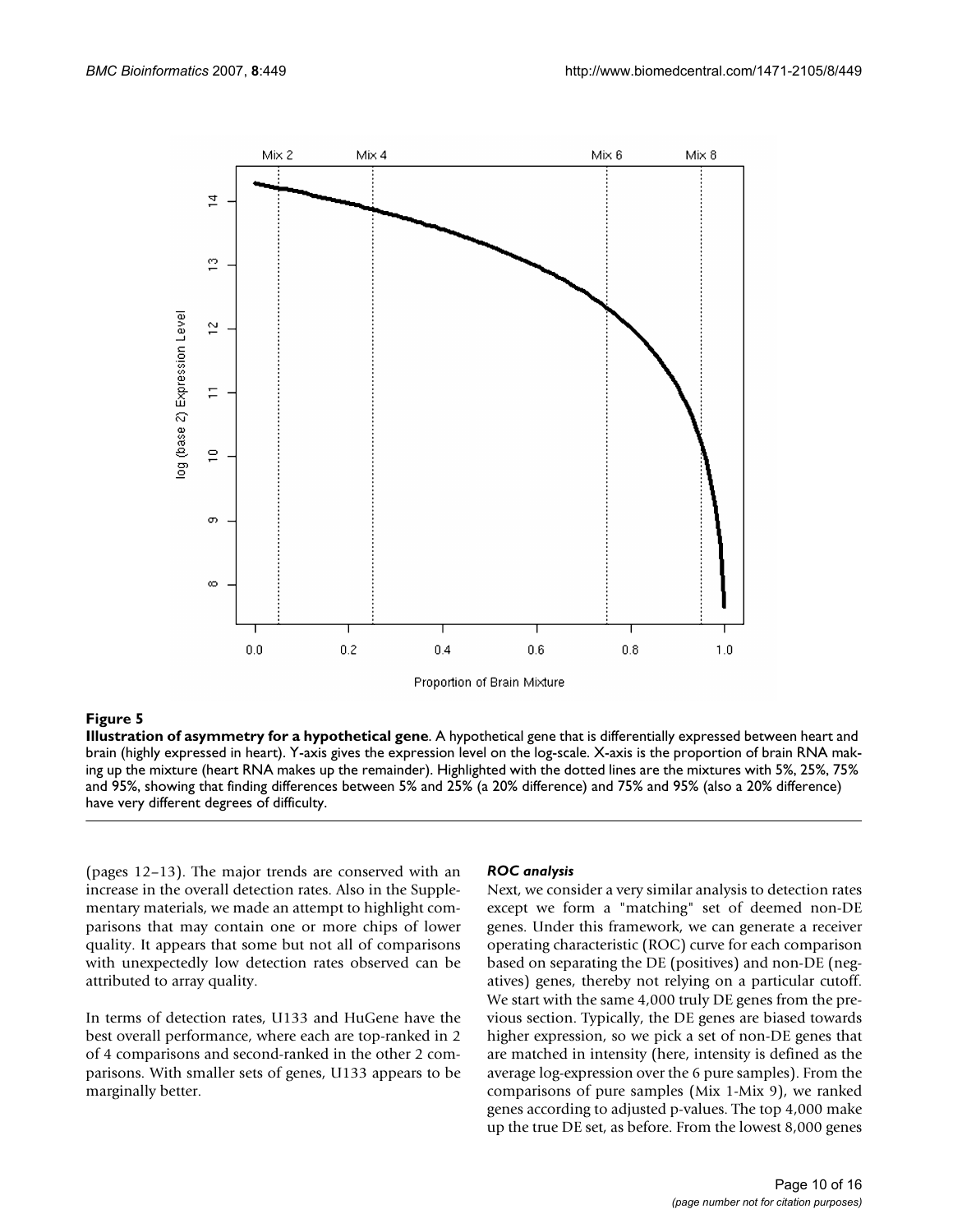**Figure 5**

**Illustration of asymmetry for a hypothetical gene**. A hypothetical gene that is differentially expressed between heart and brain (highly expressed in heart). Y-axis gives the expression level on the log-scale. X-axis is the proportion of brain RNA making up the mixture (heart RNA makes up the remainder). Highlighted with the dotted lines are the mixtures with 5%, 25%, 75% and 95%, showing that finding differences between 5% and 25% (a 20% difference) and 75% and 95% (also a 20% difference) have very different degrees of difficulty.

(pages 12–13). The major trends are conserved with an increase in the overall detection rates. Also in the Supplementary materials, we made an attempt to highlight comparisons that may contain one or more chips of lower quality. It appears that some but not all of comparisons with unexpectedly low detection rates observed can be attributed to array quality.

In terms of detection rates, U133 and HuGene have the best overall performance, where each are top-ranked in 2 of 4 comparisons and second-ranked in the other 2 comparisons. With smaller sets of genes, U133 appears to be marginally better.

### *ROC analysis*

Next, we consider a very similar analysis to detection rates except we form a "matching" set of deemed non-DE genes. Under this framework, we can generate a receiver operating characteristic (ROC) curve for each comparison based on separating the DE (positives) and non-DE (negatives) genes, thereby not relying on a particular cutoff. We start with the same 4,000 truly DE genes from the previous section. Typically, the DE genes are biased towards higher expression, so we pick a set of non-DE genes that are matched in intensity (here, intensity is defined as the average log-expression over the 6 pure samples). From the comparisons of pure samples (Mix 1-Mix 9), we ranked genes according to adjusted p-values. The top 4,000 make up the true DE set, as before. From the lowest 8,000 genes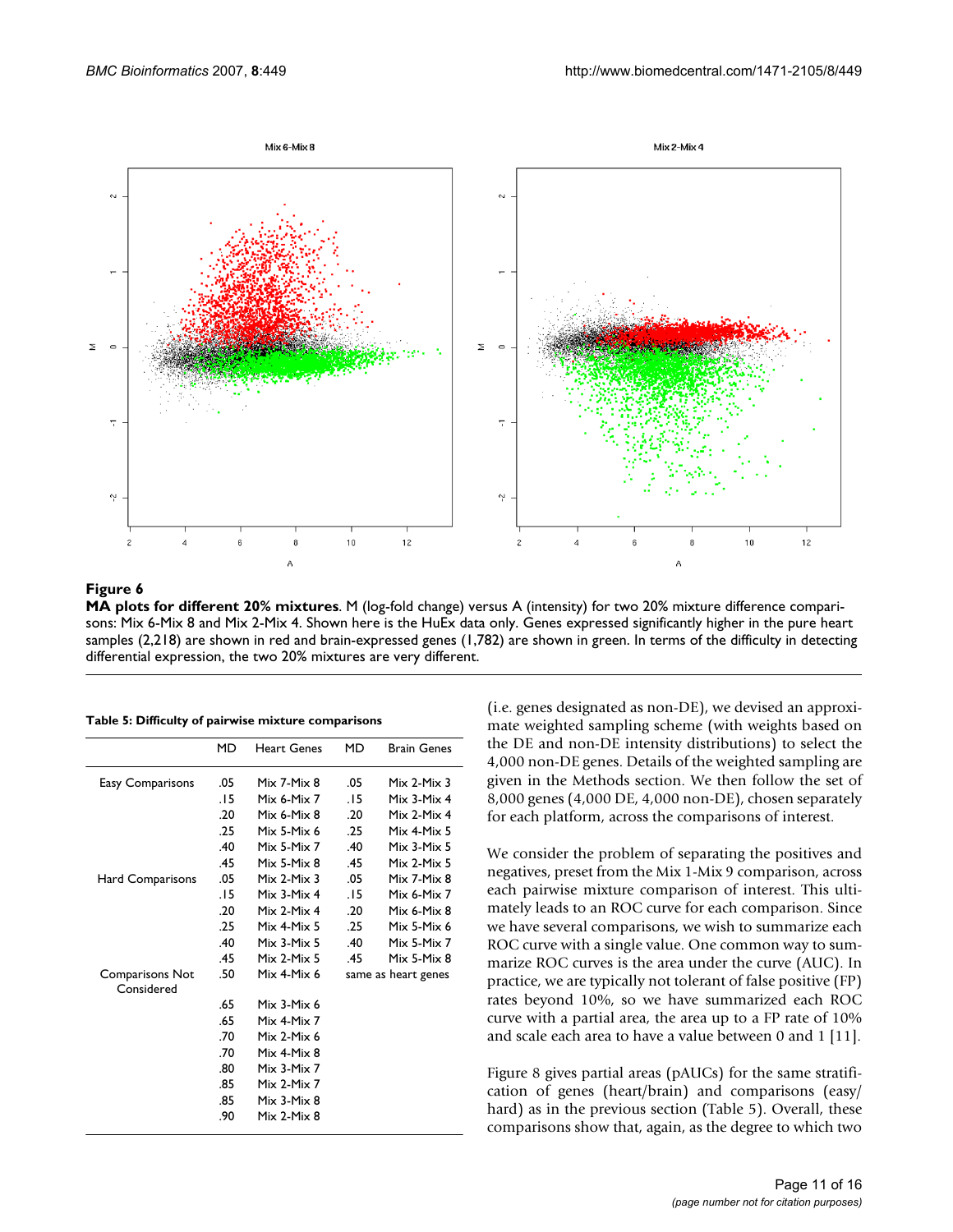Mix 6-Mix 8

Mix 2-Mix 4

M

A

2
1
0
-1
-2

2 4 6 8 10 12

**Figure 6**

**MA plots for different 20% mixtures**. M (log-fold change) versus A (intensity) for two 20% mixture difference comparisons: Mix 6-Mix 8 and Mix 2-Mix 4. Shown here is the HuEx data only. Genes expressed significantly higher in the pure heart samples (2,218) are shown in red and brain-expressed genes (1,782) are shown in green. In terms of the difficulty in detecting differential expression, the two 20% mixtures are very different.

**Table 5: Difficulty of pairwise mixture comparisons**

| | MD | Heart Genes | MD | Brain Genes |
|---|---|---|---|---|
| Easy Comparisons | .05 | Mix 7-Mix 8 | .05 | Mix 2-Mix 3 |
| | .15 | Mix 6-Mix 7 | .15 | Mix 3-Mix 4 |
| | .20 | Mix 6-Mix 8 | .20 | Mix 2-Mix 4 |
| | .25 | Mix 5-Mix 6 | .25 | Mix 4-Mix 5 |
| | .40 | Mix 5-Mix 7 | .40 | Mix 3-Mix 5 |
| | .45 | Mix 5-Mix 8 | .45 | Mix 2-Mix 5 |
| Hard Comparisons | .05 | Mix 2-Mix 3 | .05 | Mix 7-Mix 8 |
| | .15 | Mix 3-Mix 4 | .15 | Mix 6-Mix 7 |
| | .20 | Mix 2-Mix 4 | .20 | Mix 6-Mix 8 |
| | .25 | Mix 4-Mix 5 | .25 | Mix 5-Mix 6 |
| | .40 | Mix 3-Mix 5 | .40 | Mix 5-Mix 7 |
| | .45 | Mix 2-Mix 5 | .45 | Mix 5-Mix 8 |
| Comparisons Not Considered | .50 | Mix 4-Mix 6 | same as heart genes | |
| | .65 | Mix 3-Mix 6 | | |
| | .65 | Mix 4-Mix 7 | | |
| | .70 | Mix 2-Mix 6 | | |
| | .70 | Mix 4-Mix 8 | | |
| | .80 | Mix 3-Mix 7 | | |
| | .85 | Mix 2-Mix 7 | | |
| | .85 | Mix 3-Mix 8 | | |
| | .90 | Mix 2-Mix 8 | | |

(i.e. genes designated as non-DE), we devised an approximate weighted sampling scheme (with weights based on the DE and non-DE intensity distributions) to select the 4,000 non-DE genes. Details of the weighted sampling are given in the Methods section. We then follow the set of 8,000 genes (4,000 DE, 4,000 non-DE), chosen separately for each platform, across the comparisons of interest.

We consider the problem of separating the positives and negatives, preset from the Mix 1-Mix 9 comparison, across each pairwise mixture comparison of interest. This ultimately leads to an ROC curve for each comparison. Since we have several comparisons, we wish to summarize each ROC curve with a single value. One common way to summarize ROC curves is the area under the curve (AUC). In practice, we are typically not tolerant of false positive (FP) rates beyond 10%, so we have summarized each ROC curve with a partial area, the area up to a FP rate of 10% and scale each area to have a value between 0 and 1 [11].

Figure 8 gives partial areas (pAUCs) for the same stratification of genes (heart/brain) and comparisons (easy/hard) as in the previous section (Table 5). Overall, these comparisons show that, again, as the degree to which two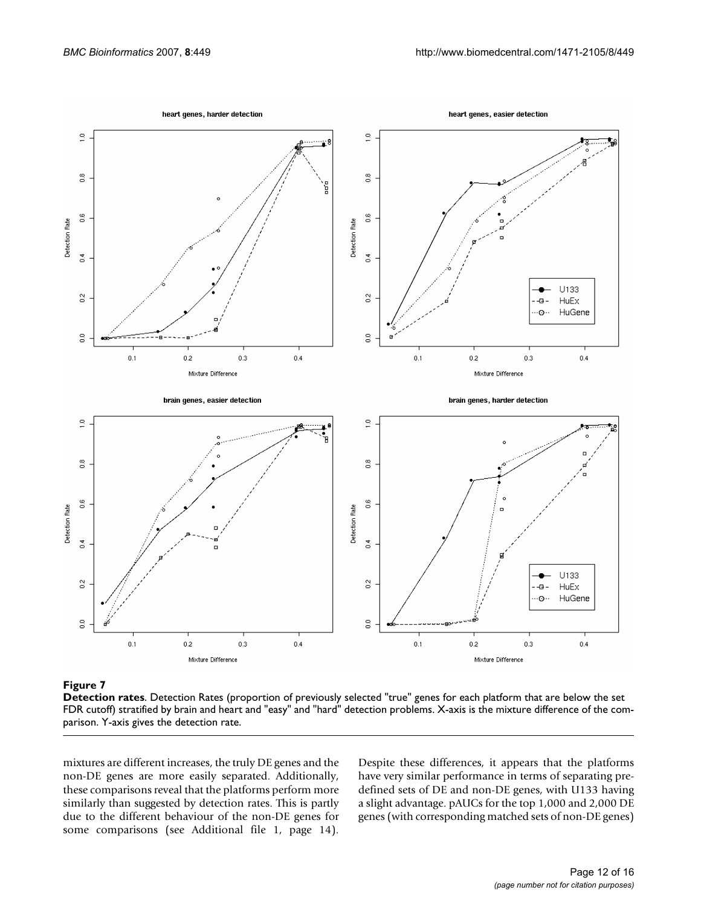heart genes, harder detection

heart genes, easier detection

brain genes, easier detection

brain genes, harder detection

Detection Rate

Mixture Difference

0.0
0.2
0.4
0.6
0.8
1.0

0.1
0.2
0.3
0.4

U133
HuEx
HuGene

**Figure 7**

**Detection rates**. Detection Rates (proportion of previously selected "true" genes for each platform that are below the set FDR cutoff) stratified by brain and heart and "easy" and "hard" detection problems. X-axis is the mixture difference of the comparison. Y-axis gives the detection rate.

mixtures are different increases, the truly DE genes and the non-DE genes are more easily separated. Additionally, these comparisons reveal that the platforms perform more similarly than suggested by detection rates. This is partly due to the different behaviour of the non-DE genes for some comparisons (see Additional file 1, page 14). Despite these differences, it appears that the platforms have very similar performance in terms of separating predefined sets of DE and non-DE genes, with U133 having a slight advantage. pAUCs for the top 1,000 and 2,000 DE genes (with corresponding matched sets of non-DE genes)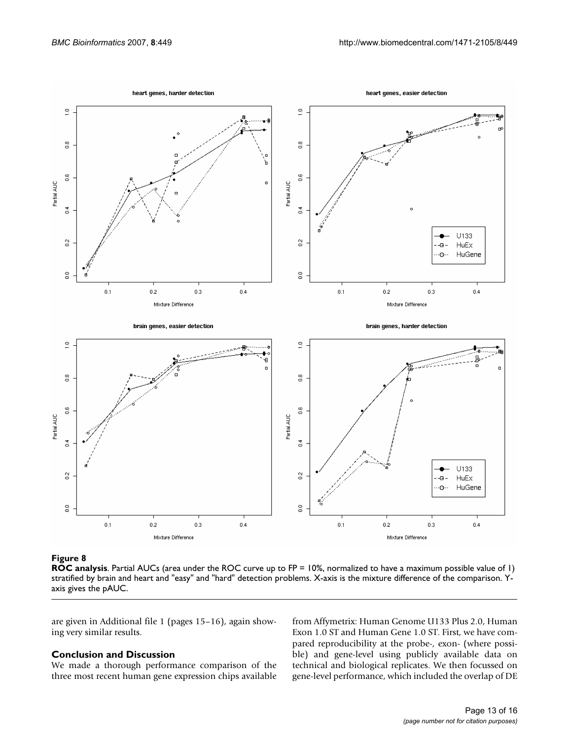heart genes, harder detection

Partial AUC

0.0 0.2 0.4 0.6 0.8 1.0

0.1 0.2 0.3 0.4

Mixture Difference

heart genes, easier detection

Partial AUC

0.0 0.2 0.4 0.6 0.8 1.0

0.1 0.2 0.3 0.4

Mixture Difference

U133
HuEx
HuGene

brain genes, easier detection

Partial AUC

0.0 0.2 0.4 0.6 0.8 1.0

0.1 0.2 0.3 0.4

Mixture Difference

brain genes, harder detection

Partial AUC

0.0 0.2 0.4 0.6 0.8 1.0

0.1 0.2 0.3 0.4

Mixture Difference

U133
HuEx
HuGene

**Figure 8**

**ROC analysis**. Partial AUCs (area under the ROC curve up to FP = 10%, normalized to have a maximum possible value of 1) stratified by brain and heart and "easy" and "hard" detection problems. X-axis is the mixture difference of the comparison. Y-axis gives the pAUC.

are given in Additional file 1 (pages 15–16), again showing very similar results.

## Conclusion and Discussion

We made a thorough performance comparison of the three most recent human gene expression chips available from Affymetrix: Human Genome U133 Plus 2.0, Human Exon 1.0 ST and Human Gene 1.0 ST. First, we have compared reproducibility at the probe-, exon- (where possible) and gene-level using publicly available data on technical and biological replicates. We then focussed on gene-level performance, which included the overlap of DE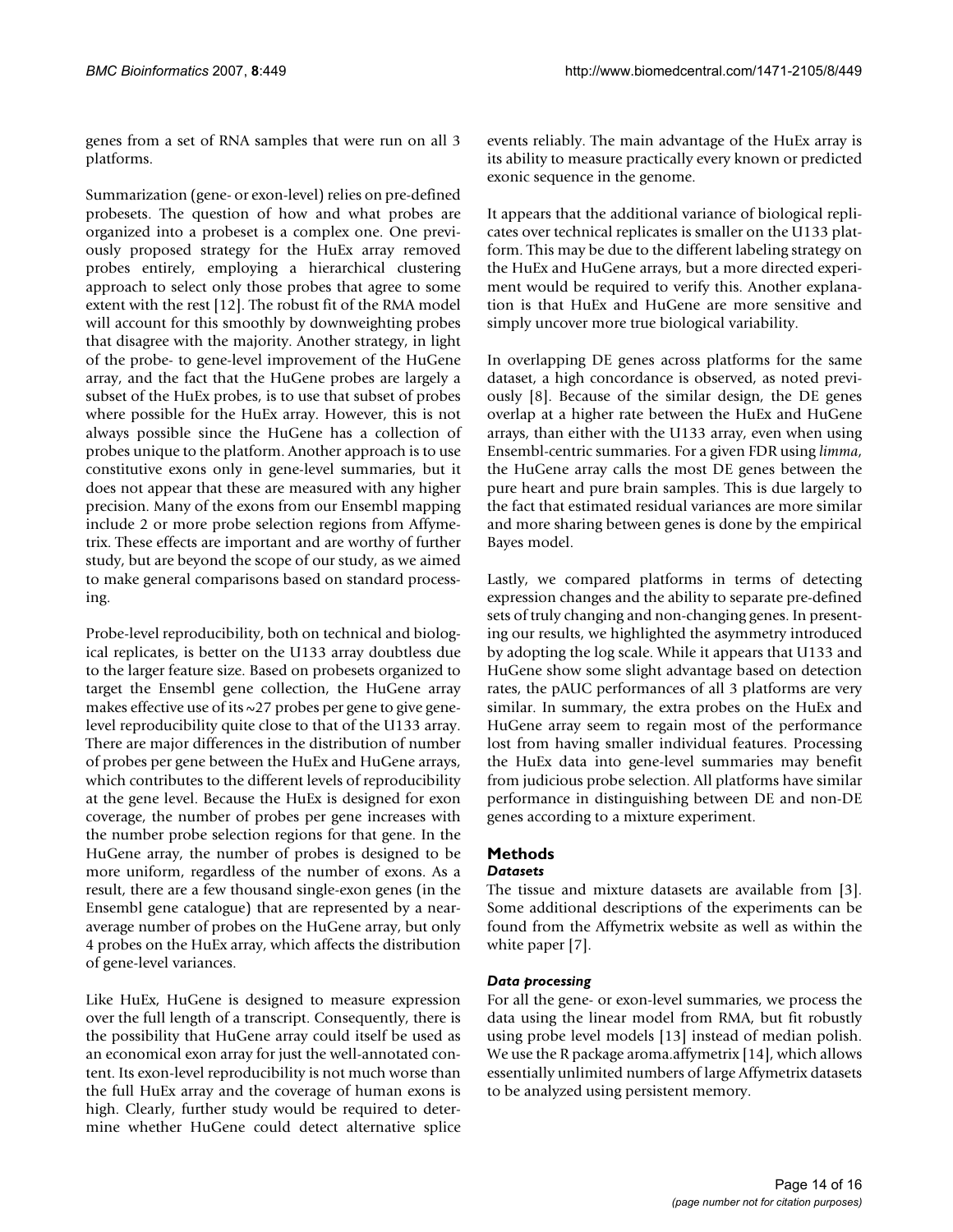genes from a set of RNA samples that were run on all 3 platforms.

Summarization (gene- or exon-level) relies on pre-defined probesets. The question of how and what probes are organized into a probeset is a complex one. One previously proposed strategy for the HuEx array removed probes entirely, employing a hierarchical clustering approach to select only those probes that agree to some extent with the rest [12]. The robust fit of the RMA model will account for this smoothly by downweighting probes that disagree with the majority. Another strategy, in light of the probe- to gene-level improvement of the HuGene array, and the fact that the HuGene probes are largely a subset of the HuEx probes, is to use that subset of probes where possible for the HuEx array. However, this is not always possible since the HuGene has a collection of probes unique to the platform. Another approach is to use constitutive exons only in gene-level summaries, but it does not appear that these are measured with any higher precision. Many of the exons from our Ensembl mapping include 2 or more probe selection regions from Affymetrix. These effects are important and are worthy of further study, but are beyond the scope of our study, as we aimed to make general comparisons based on standard processing.

Probe-level reproducibility, both on technical and biological replicates, is better on the U133 array doubtless due to the larger feature size. Based on probesets organized to target the Ensembl gene collection, the HuGene array makes effective use of its ~27 probes per gene to give gene-level reproducibility quite close to that of the U133 array. There are major differences in the distribution of number of probes per gene between the HuEx and HuGene arrays, which contributes to the different levels of reproducibility at the gene level. Because the HuEx is designed for exon coverage, the number of probes per gene increases with the number probe selection regions for that gene. In the HuGene array, the number of probes is designed to be more uniform, regardless of the number of exons. As a result, there are a few thousand single-exon genes (in the Ensembl gene catalogue) that are represented by a near-average number of probes on the HuGene array, but only 4 probes on the HuEx array, which affects the distribution of gene-level variances.

Like HuEx, HuGene is designed to measure expression over the full length of a transcript. Consequently, there is the possibility that HuGene array could itself be used as an economical exon array for just the well-annotated content. Its exon-level reproducibility is not much worse than the full HuEx array and the coverage of human exons is high. Clearly, further study would be required to determine whether HuGene could detect alternative splice events reliably. The main advantage of the HuEx array is its ability to measure practically every known or predicted exonic sequence in the genome.

It appears that the additional variance of biological replicates over technical replicates is smaller on the U133 platform. This may be due to the different labeling strategy on the HuEx and HuGene arrays, but a more directed experiment would be required to verify this. Another explanation is that HuEx and HuGene are more sensitive and simply uncover more true biological variability.

In overlapping DE genes across platforms for the same dataset, a high concordance is observed, as noted previously [8]. Because of the similar design, the DE genes overlap at a higher rate between the HuEx and HuGene arrays, than either with the U133 array, even when using Ensembl-centric summaries. For a given FDR using *limma*, the HuGene array calls the most DE genes between the pure heart and pure brain samples. This is due largely to the fact that estimated residual variances are more similar and more sharing between genes is done by the empirical Bayes model.

Lastly, we compared platforms in terms of detecting expression changes and the ability to separate pre-defined sets of truly changing and non-changing genes. In presenting our results, we highlighted the asymmetry introduced by adopting the log scale. While it appears that U133 and HuGene show some slight advantage based on detection rates, the pAUC performances of all 3 platforms are very similar. In summary, the extra probes on the HuEx and HuGene array seem to regain most of the performance lost from having smaller individual features. Processing the HuEx data into gene-level summaries may benefit from judicious probe selection. All platforms have similar performance in distinguishing between DE and non-DE genes according to a mixture experiment.

## Methods

### *Datasets*

The tissue and mixture datasets are available from [3]. Some additional descriptions of the experiments can be found from the Affymetrix website as well as within the white paper [7].

### *Data processing*

For all the gene- or exon-level summaries, we process the data using the linear model from RMA, but fit robustly using probe level models [13] instead of median polish. We use the R package aroma.affymetrix [14], which allows essentially unlimited numbers of large Affymetrix datasets to be analyzed using persistent memory.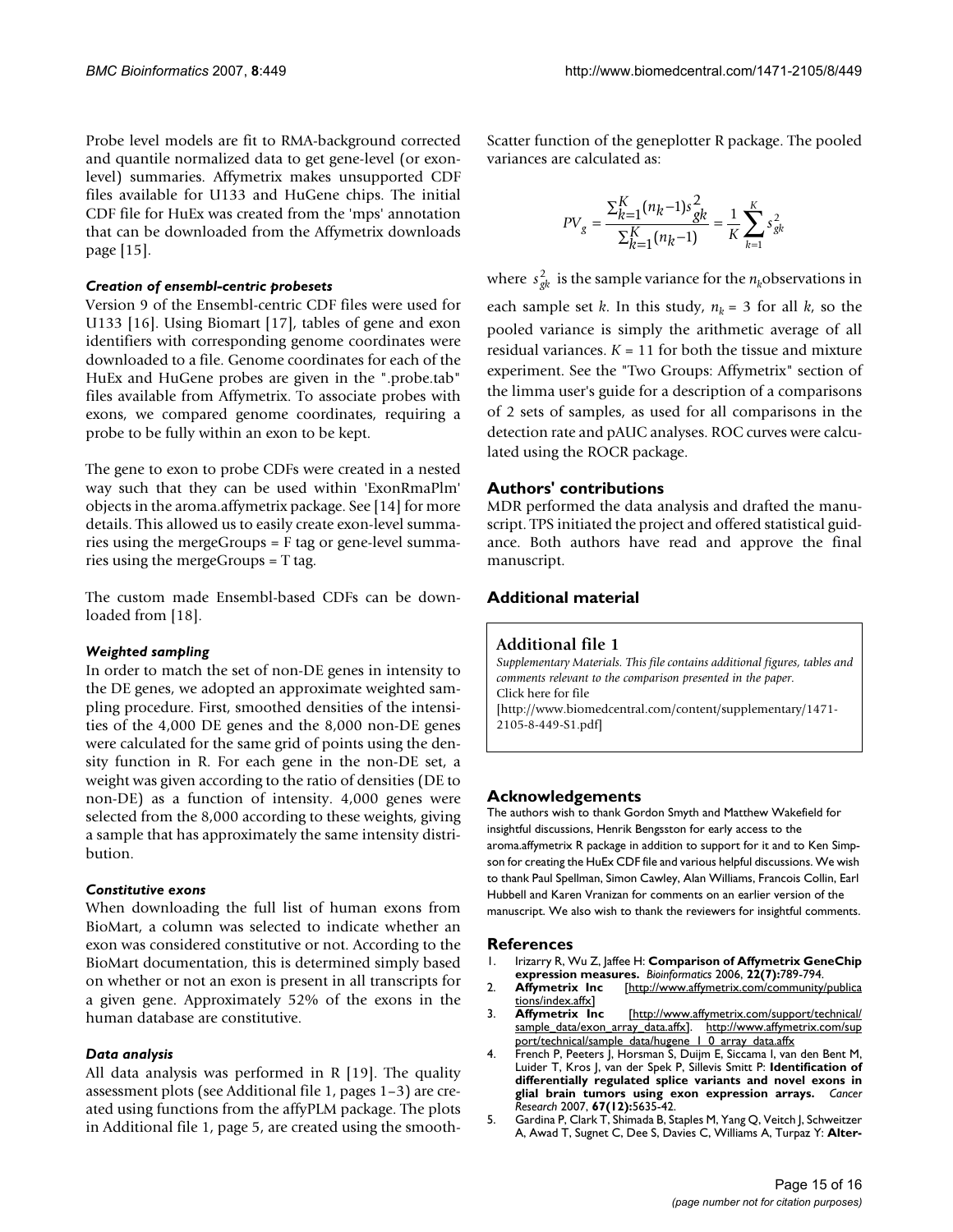Probe level models are fit to RMA-background corrected and quantile normalized data to get gene-level (or exon-level) summaries. Affymetrix makes unsupported CDF files available for U133 and HuGene chips. The initial CDF file for HuEx was created from the 'mps' annotation that can be downloaded from the Affymetrix downloads page [15].

### *Creation of ensembl-centric probesets*

Version 9 of the Ensembl-centric CDF files were used for U133 [16]. Using Biomart [17], tables of gene and exon identifiers with corresponding genome coordinates were downloaded to a file. Genome coordinates for each of the HuEx and HuGene probes are given in the ".probe.tab" files available from Affymetrix. To associate probes with exons, we compared genome coordinates, requiring a probe to be fully within an exon to be kept.

The gene to exon to probe CDFs were created in a nested way such that they can be used within 'ExonRmaPlm' objects in the aroma.affymetrix package. See [14] for more details. This allowed us to easily create exon-level summaries using the mergeGroups = F tag or gene-level summaries using the mergeGroups = T tag.

The custom made Ensembl-based CDFs can be downloaded from [18].

### *Weighted sampling*

In order to match the set of non-DE genes in intensity to the DE genes, we adopted an approximate weighted sampling procedure. First, smoothed densities of the intensities of the 4,000 DE genes and the 8,000 non-DE genes were calculated for the same grid of points using the density function in R. For each gene in the non-DE set, a weight was given according to the ratio of densities (DE to non-DE) as a function of intensity. 4,000 genes were selected from the 8,000 according to these weights, giving a sample that has approximately the same intensity distribution.

### *Constitutive exons*

When downloading the full list of human exons from BioMart, a column was selected to indicate whether an exon was considered constitutive or not. According to the BioMart documentation, this is determined simply based on whether or not an exon is present in all transcripts for a given gene. Approximately 52% of the exons in the human database are constitutive.

### *Data analysis*

All data analysis was performed in R [19]. The quality assessment plots (see Additional file 1, pages 1–3) are created using functions from the affyPLM package. The plots in Additional file 1, page 5, are created using the smoothScatter function of the geneplotter R package. The pooled variances are calculated as:

$$PV_g = \frac{\sum_{k=1}^{K}(n_k - 1)s_{gk}^2}{\sum_{k=1}^{K}(n_k - 1)} = \frac{1}{K}\sum_{k=1}^{K} s_{gk}^2$$

where $s_{gk}^2$ is the sample variance for the $n_k$ observations in each sample set $k$. In this study, $n_k = 3$ for all $k$, so the pooled variance is simply the arithmetic average of all residual variances. $K = 11$ for both the tissue and mixture experiment. See the "Two Groups: Affymetrix" section of the limma user's guide for a description of a comparisons of 2 sets of samples, as used for all comparisons in the detection rate and pAUC analyses. ROC curves were calculated using the ROCR package.

## Authors' contributions

MDR performed the data analysis and drafted the manuscript. TPS initiated the project and offered statistical guidance. Both authors have read and approve the final manuscript.

## Additional material

**Additional file 1**

*Supplementary Materials. This file contains additional figures, tables and comments relevant to the comparison presented in the paper.*
Click here for file
[http://www.biomedcentral.com/content/supplementary/1471-2105-8-449-S1.pdf]

## Acknowledgements

The authors wish to thank Gordon Smyth and Matthew Wakefield for insightful discussions, Henrik Bengsston for early access to the aroma.affymetrix R package in addition to support for it and to Ken Simpson for creating the HuEx CDF file and various helpful discussions. We wish to thank Paul Spellman, Simon Cawley, Alan Williams, Francois Collin, Earl Hubbell and Karen Vranizan for comments on an earlier version of the manuscript. We also wish to thank the reviewers for insightful comments.

## References

1. Irizarry R, Wu Z, Jaffee H: **Comparison of Affymetrix GeneChip expression measures.** *Bioinformatics* 2006, **22(7):**789-794.
2. **Affymetrix Inc** [http://www.affymetrix.com/community/publications/index.affx]
3. **Affymetrix Inc** [http://www.affymetrix.com/support/technical/sample_data/exon_array_data.affx]. http://www.affymetrix.com/support/technical/sample_data/hugene_1_0_array_data.affx
4. French P, Peeters J, Horsman S, Duijm E, Siccama I, van den Bent M, Luider T, Kros J, van der Spek P, Sillevis Smitt P: **Identification of differentially regulated splice variants and novel exons in glial brain tumors using exon expression arrays.** *Cancer Research* 2007, **67(12):**5635-42.
5. Gardina P, Clark T, Shimada B, Staples M, Yang Q, Veitch J, Schweitzer A, Awad T, Sugnet C, Dee S, Davies C, Williams A, Turpaz Y: **Alter-**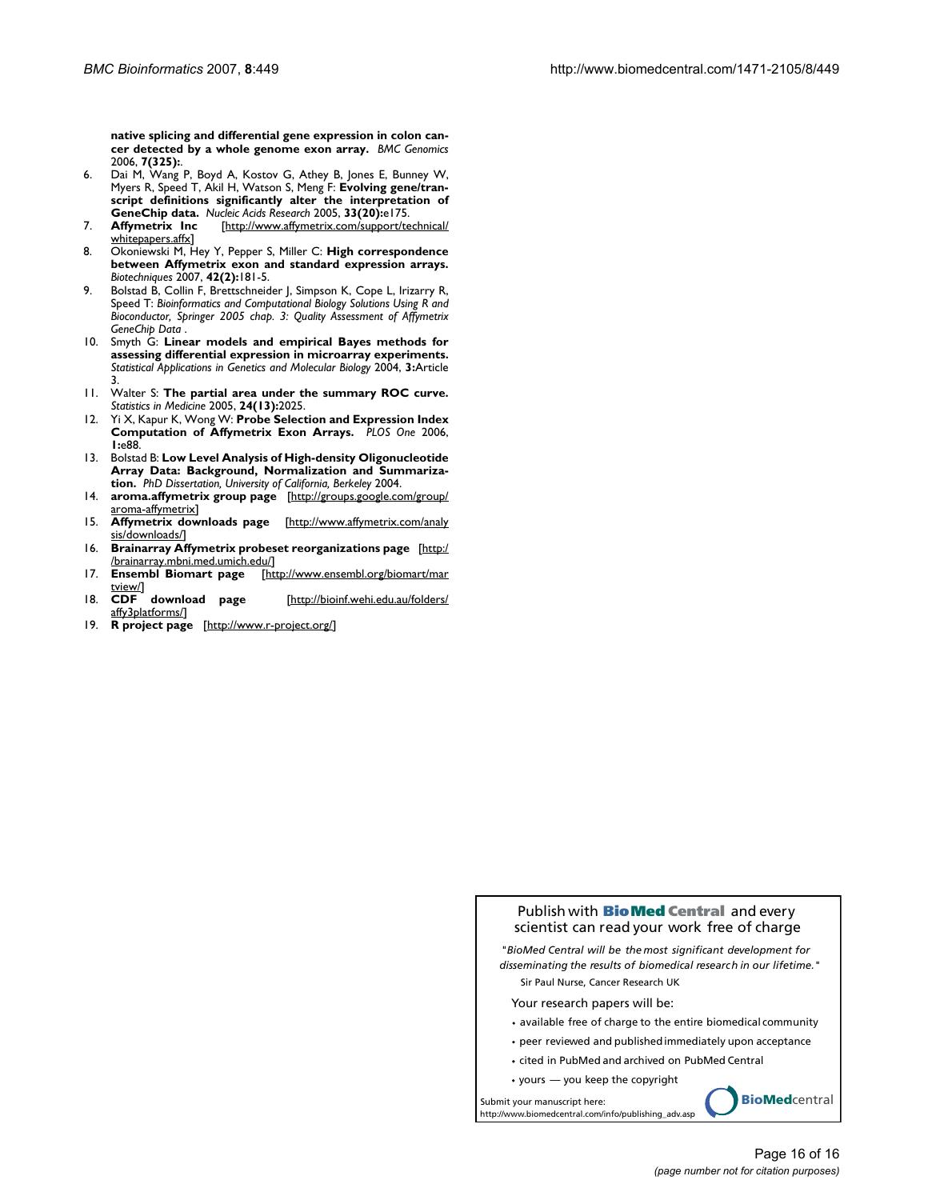native splicing and differential gene expression in colon cancer detected by a whole genome exon array.** *BMC Genomics* 2006, **7(325):**.

6. Dai M, Wang P, Boyd A, Kostov G, Athey B, Jones E, Bunney W, Myers R, Speed T, Akil H, Watson S, Meng F: **Evolving gene/transcript definitions significantly alter the interpretation of GeneChip data.** *Nucleic Acids Research* 2005, **33(20):**e175.
7. **Affymetrix Inc** [http://www.affymetrix.com/support/technical/whitepapers.affx]
8. Okoniewski M, Hey Y, Pepper S, Miller C: **High correspondence between Affymetrix exon and standard expression arrays.** *Biotechniques* 2007, **42(2):**181-5.
9. Bolstad B, Collin F, Brettschneider J, Simpson K, Cope L, Irizarry R, Speed T: *Bioinformatics and Computational Biology Solutions Using R and Bioconductor, Springer 2005 chap. 3: Quality Assessment of Affymetrix GeneChip Data* .
10. Smyth G: **Linear models and empirical Bayes methods for assessing differential expression in microarray experiments.** *Statistical Applications in Genetics and Molecular Biology* 2004, **3:**Article 3.
11. Walter S: **The partial area under the summary ROC curve.** *Statistics in Medicine* 2005, **24(13):**2025.
12. Yi X, Kapur K, Wong W: **Probe Selection and Expression Index Computation of Affymetrix Exon Arrays.** *PLOS One* 2006, **1:**e88.
13. Bolstad B: **Low Level Analysis of High-density Oligonucleotide Array Data: Background, Normalization and Summarization.** *PhD Dissertation, University of California, Berkeley* 2004.
14. **aroma.affymetrix group page** [http://groups.google.com/group/aroma-affymetrix]
15. **Affymetrix downloads page** [http://www.affymetrix.com/analysis/downloads/]
16. **Brainarray Affymetrix probeset reorganizations page** [http://brainarray.mbni.med.umich.edu/]
17. **Ensembl Biomart page** [http://www.ensembl.org/biomart/martview/]
18. **CDF download page** [http://bioinf.wehi.edu.au/folders/affy3platforms/]
19. **R project page** [http://www.r-project.org/]

Publish with **BioMed Central** and every scientist can read your work free of charge

*"BioMed Central will be the most significant development for disseminating the results of biomedical research in our lifetime."*

Sir Paul Nurse, Cancer Research UK

Your research papers will be:

- available free of charge to the entire biomedical community
- peer reviewed and published immediately upon acceptance
- cited in PubMed and archived on PubMed Central
- yours — you keep the copyright

Submit your manuscript here:
http://www.biomedcentral.com/info/publishing_adv.asp

**BioMed**central